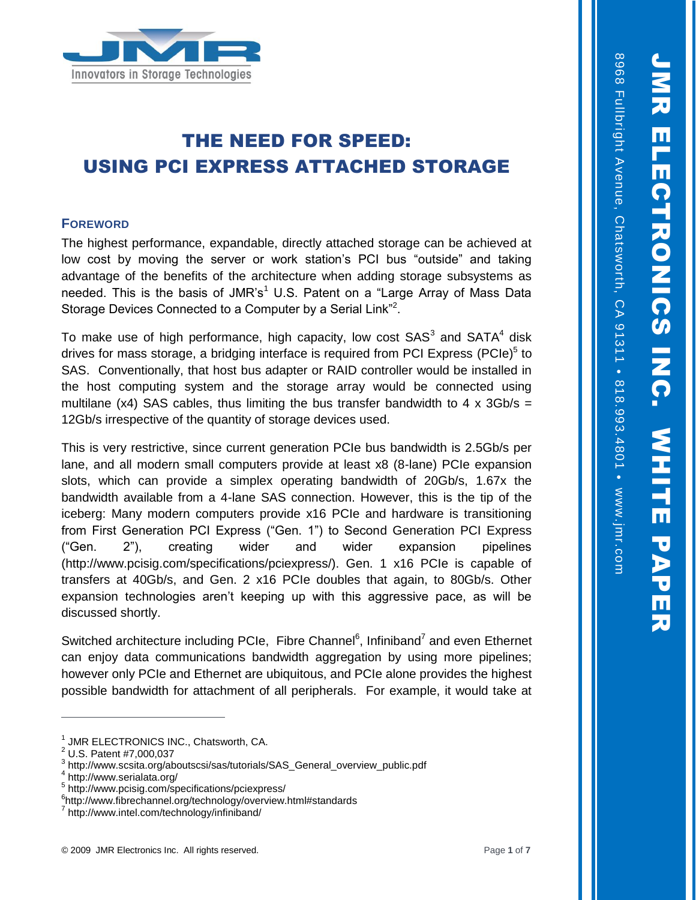JMR

Innovators in Storage Technologies

# THE NEED FOR SPEED: USING PCI EXPRESS ATTACHED STORAGE

## FOREWORD

The highest performance, expandable, directly attached storage can be achieved at low cost by moving the server or work station's PCI bus "outside" and taking advantage of the benefits of the architecture when adding storage subsystems as needed. This is the basis of JMR's[1] U.S. Patent on a "Large Array of Mass Data Storage Devices Connected to a Computer by a Serial Link"[2].

To make use of high performance, high capacity, low cost SAS[3] and SATA[4] disk drives for mass storage, a bridging interface is required from PCI Express (PCIe)[5] to SAS. Conventionally, that host bus adapter or RAID controller would be installed in the host computing system and the storage array would be connected using multilane (x4) SAS cables, thus limiting the bus transfer bandwidth to 4 x 3Gb/s = 12Gb/s irrespective of the quantity of storage devices used.

This is very restrictive, since current generation PCIe bus bandwidth is 2.5Gb/s per lane, and all modern small computers provide at least x8 (8-lane) PCIe expansion slots, which can provide a simplex operating bandwidth of 20Gb/s, 1.67x the bandwidth available from a 4-lane SAS connection. However, this is the tip of the iceberg: Many modern computers provide x16 PCIe and hardware is transitioning from First Generation PCI Express ("Gen. 1") to Second Generation PCI Express ("Gen. 2"), creating wider and wider expansion pipelines (http://www.pcisig.com/specifications/pciexpress/). Gen. 1 x16 PCIe is capable of transfers at 40Gb/s, and Gen. 2 x16 PCIe doubles that again, to 80Gb/s. Other expansion technologies aren't keeping up with this aggressive pace, as will be discussed shortly.

Switched architecture including PCIe, Fibre Channel[6], Infiniband[7] and even Ethernet can enjoy data communications bandwidth aggregation by using more pipelines; however only PCIe and Ethernet are ubiquitous, and PCIe alone provides the highest possible bandwidth for attachment of all peripherals. For example, it would take at

---

[1] JMR ELECTRONICS INC., Chatsworth, CA.
[2] U.S. Patent #7,000,037
[3] http://www.scsita.org/aboutscsi/sas/tutorials/SAS_General_overview_public.pdf
[4] http://www.serialata.org/
[5] http://www.pcisig.com/specifications/pciexpress/
[6] http://www.fibrechannel.org/technology/overview.html#standards
[7] http://www.intel.com/technology/infiniband/

© 2009 JMR Electronics Inc. All rights reserved.

JMR ELECTRONICS INC. WHITE PAPER

8968 Fullbright Avenue, Chatsworth, CA 91311 • 818.993.4801 • www.jmr.com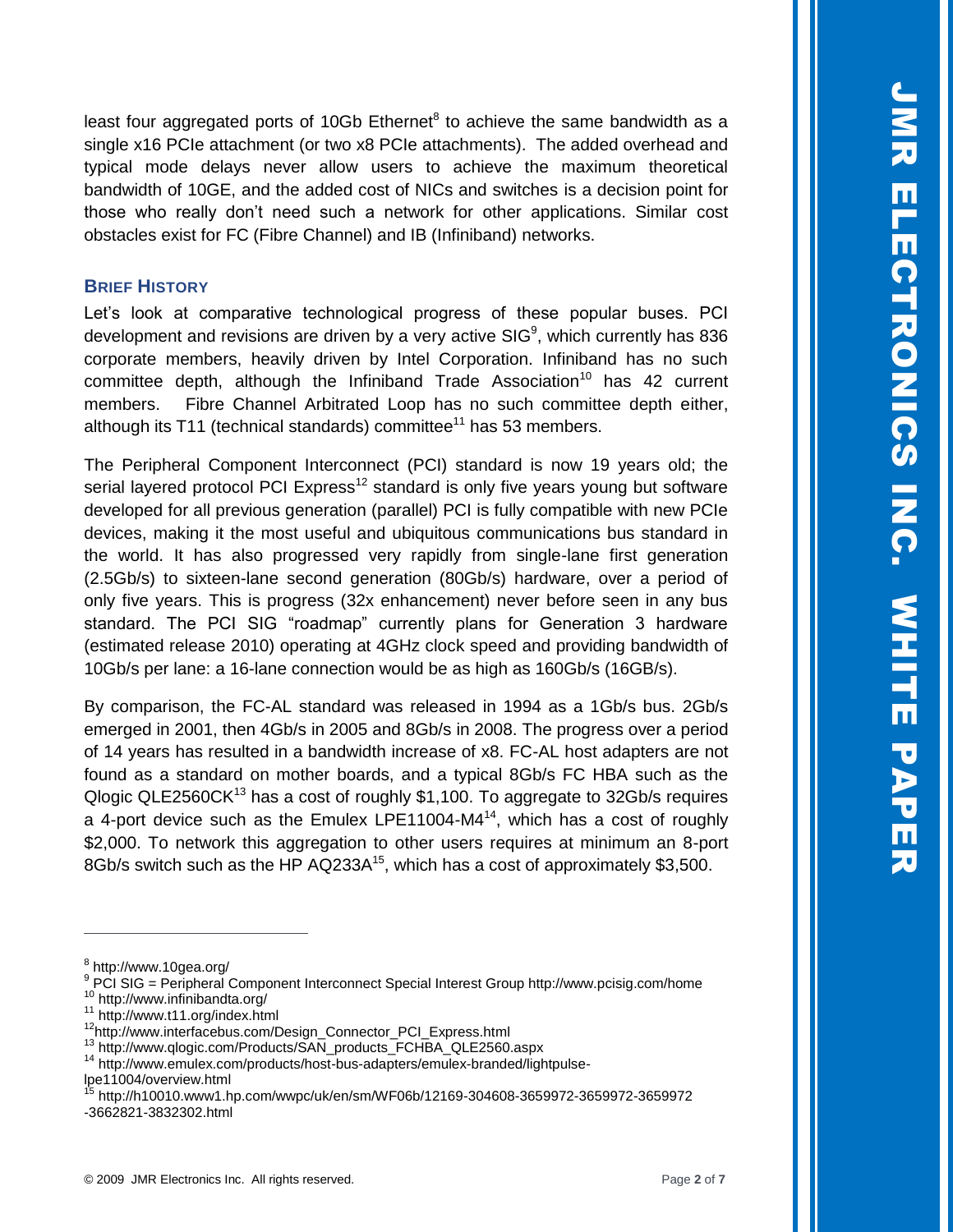least four aggregated ports of 10Gb Ethernet[8] to achieve the same bandwidth as a single x16 PCIe attachment (or two x8 PCIe attachments). The added overhead and typical mode delays never allow users to achieve the maximum theoretical bandwidth of 10GE, and the added cost of NICs and switches is a decision point for those who really don't need such a network for other applications. Similar cost obstacles exist for FC (Fibre Channel) and IB (Infiniband) networks.

## BRIEF HISTORY

Let's look at comparative technological progress of these popular buses. PCI development and revisions are driven by a very active SIG[9], which currently has 836 corporate members, heavily driven by Intel Corporation. Infiniband has no such committee depth, although the Infiniband Trade Association[10] has 42 current members. Fibre Channel Arbitrated Loop has no such committee depth either, although its T11 (technical standards) committee[11] has 53 members.

The Peripheral Component Interconnect (PCI) standard is now 19 years old; the serial layered protocol PCI Express[12] standard is only five years young but software developed for all previous generation (parallel) PCI is fully compatible with new PCIe devices, making it the most useful and ubiquitous communications bus standard in the world. It has also progressed very rapidly from single-lane first generation (2.5Gb/s) to sixteen-lane second generation (80Gb/s) hardware, over a period of only five years. This is progress (32x enhancement) never before seen in any bus standard. The PCI SIG "roadmap" currently plans for Generation 3 hardware (estimated release 2010) operating at 4GHz clock speed and providing bandwidth of 10Gb/s per lane: a 16-lane connection would be as high as 160Gb/s (16GB/s).

By comparison, the FC-AL standard was released in 1994 as a 1Gb/s bus. 2Gb/s emerged in 2001, then 4Gb/s in 2005 and 8Gb/s in 2008. The progress over a period of 14 years has resulted in a bandwidth increase of x8. FC-AL host adapters are not found as a standard on mother boards, and a typical 8Gb/s FC HBA such as the Qlogic QLE2560CK[13] has a cost of roughly $1,100. To aggregate to 32Gb/s requires a 4-port device such as the Emulex LPE11004-M4[14], which has a cost of roughly $2,000. To network this aggregation to other users requires at minimum an 8-port 8Gb/s switch such as the HP AQ233A[15], which has a cost of approximately $3,500.

---

[8] http://www.10gea.org/

[9] PCI SIG = Peripheral Component Interconnect Special Interest Group http://www.pcisig.com/home

[10] http://www.infinibandta.org/

[11] http://www.t11.org/index.html

[12] http://www.interfacebus.com/Design_Connector_PCI_Express.html

[13] http://www.qlogic.com/Products/SAN_products_FCHBA_QLE2560.aspx

[14] http://www.emulex.com/products/host-bus-adapters/emulex-branded/lightpulse-lpe11004/overview.html

[15] http://h10010.www1.hp.com/wwpc/uk/en/sm/WF06b/12169-304608-3659972-3659972-3659972-3662821-3832302.html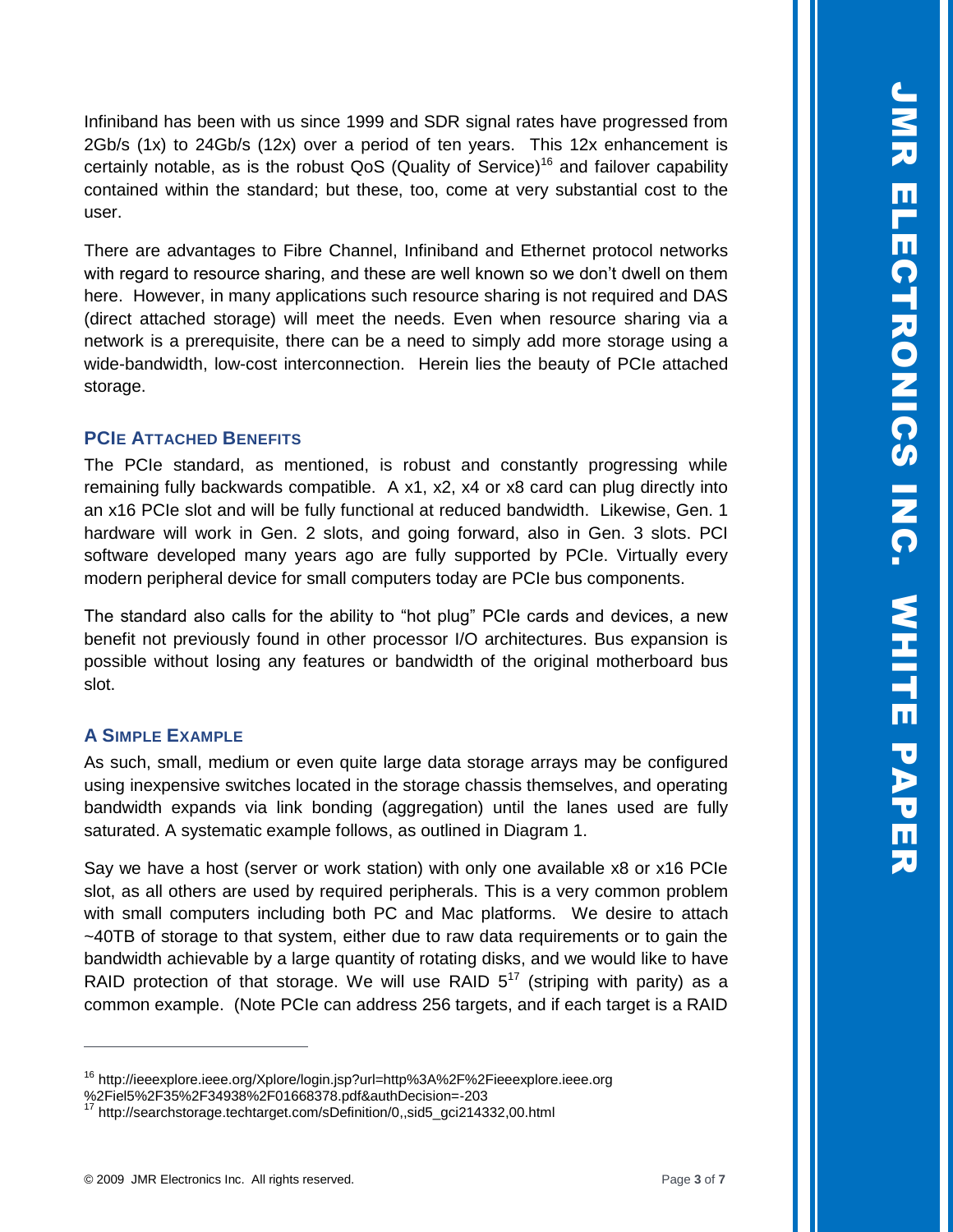Infiniband has been with us since 1999 and SDR signal rates have progressed from 2Gb/s (1x) to 24Gb/s (12x) over a period of ten years. This 12x enhancement is certainly notable, as is the robust QoS (Quality of Service)[16] and failover capability contained within the standard; but these, too, come at very substantial cost to the user.

There are advantages to Fibre Channel, Infiniband and Ethernet protocol networks with regard to resource sharing, and these are well known so we don't dwell on them here. However, in many applications such resource sharing is not required and DAS (direct attached storage) will meet the needs. Even when resource sharing via a network is a prerequisite, there can be a need to simply add more storage using a wide-bandwidth, low-cost interconnection. Herein lies the beauty of PCIe attached storage.

### PCIe Attached Benefits

The PCIe standard, as mentioned, is robust and constantly progressing while remaining fully backwards compatible. A x1, x2, x4 or x8 card can plug directly into an x16 PCIe slot and will be fully functional at reduced bandwidth. Likewise, Gen. 1 hardware will work in Gen. 2 slots, and going forward, also in Gen. 3 slots. PCI software developed many years ago are fully supported by PCIe. Virtually every modern peripheral device for small computers today are PCIe bus components.

The standard also calls for the ability to "hot plug" PCIe cards and devices, a new benefit not previously found in other processor I/O architectures. Bus expansion is possible without losing any features or bandwidth of the original motherboard bus slot.

### A Simple Example

As such, small, medium or even quite large data storage arrays may be configured using inexpensive switches located in the storage chassis themselves, and operating bandwidth expands via link bonding (aggregation) until the lanes used are fully saturated. A systematic example follows, as outlined in Diagram 1.

Say we have a host (server or work station) with only one available x8 or x16 PCIe slot, as all others are used by required peripherals. This is a very common problem with small computers including both PC and Mac platforms. We desire to attach ~40TB of storage to that system, either due to raw data requirements or to gain the bandwidth achievable by a large quantity of rotating disks, and we would like to have RAID protection of that storage. We will use RAID 5[17] (striping with parity) as a common example. (Note PCIe can address 256 targets, and if each target is a RAID

---

[16] http://ieeexplore.ieee.org/Xplore/login.jsp?url=http%3A%2F%2Fieeexplore.ieee.org%2Fiel5%2F35%2F34938%2F01668378.pdf&authDecision=-203

[17] http://searchstorage.techtarget.com/sDefinition/0,,sid5_gci214332,00.html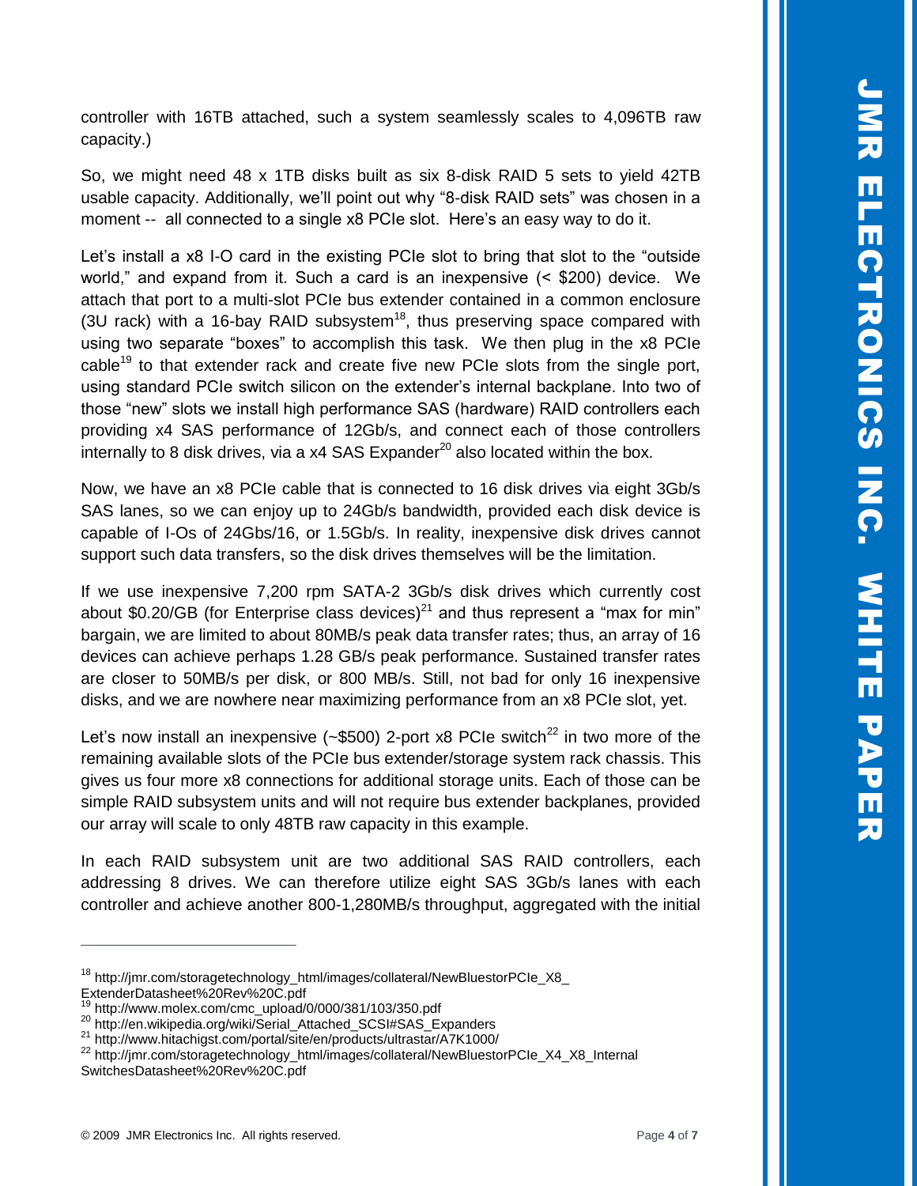controller with 16TB attached, such a system seamlessly scales to 4,096TB raw capacity.)

So, we might need 48 x 1TB disks built as six 8-disk RAID 5 sets to yield 42TB usable capacity. Additionally, we'll point out why "8-disk RAID sets" was chosen in a moment -- all connected to a single x8 PCIe slot. Here's an easy way to do it.

Let's install a x8 I-O card in the existing PCIe slot to bring that slot to the "outside world," and expand from it. Such a card is an inexpensive (< $200) device. We attach that port to a multi-slot PCIe bus extender contained in a common enclosure (3U rack) with a 16-bay RAID subsystem[18], thus preserving space compared with using two separate "boxes" to accomplish this task. We then plug in the x8 PCIe cable[19] to that extender rack and create five new PCIe slots from the single port, using standard PCIe switch silicon on the extender's internal backplane. Into two of those "new" slots we install high performance SAS (hardware) RAID controllers each providing x4 SAS performance of 12Gb/s, and connect each of those controllers internally to 8 disk drives, via a x4 SAS Expander[20] also located within the box.

Now, we have an x8 PCIe cable that is connected to 16 disk drives via eight 3Gb/s SAS lanes, so we can enjoy up to 24Gb/s bandwidth, provided each disk device is capable of I-Os of 24Gbs/16, or 1.5Gb/s. In reality, inexpensive disk drives cannot support such data transfers, so the disk drives themselves will be the limitation.

If we use inexpensive 7,200 rpm SATA-2 3Gb/s disk drives which currently cost about $0.20/GB (for Enterprise class devices)[21] and thus represent a "max for min" bargain, we are limited to about 80MB/s peak data transfer rates; thus, an array of 16 devices can achieve perhaps 1.28 GB/s peak performance. Sustained transfer rates are closer to 50MB/s per disk, or 800 MB/s. Still, not bad for only 16 inexpensive disks, and we are nowhere near maximizing performance from an x8 PCIe slot, yet.

Let's now install an inexpensive (~$500) 2-port x8 PCIe switch[22] in two more of the remaining available slots of the PCIe bus extender/storage system rack chassis. This gives us four more x8 connections for additional storage units. Each of those can be simple RAID subsystem units and will not require bus extender backplanes, provided our array will scale to only 48TB raw capacity in this example.

In each RAID subsystem unit are two additional SAS RAID controllers, each addressing 8 drives. We can therefore utilize eight SAS 3Gb/s lanes with each controller and achieve another 800-1,280MB/s throughput, aggregated with the initial

---

[18] http://jmr.com/storagetechnology_html/images/collateral/NewBluestorPCIe_X8_ExtenderDatasheet%20Rev%20C.pdf

[19] http://www.molex.com/cmc_upload/0/000/381/103/350.pdf

[20] http://en.wikipedia.org/wiki/Serial_Attached_SCSI#SAS_Expanders

[21] http://www.hitachigst.com/portal/site/en/products/ultrastar/A7K1000/

[22] http://jmr.com/storagetechnology_html/images/collateral/NewBluestorPCIe_X4_X8_Internal SwitchesDatasheet%20Rev%20C.pdf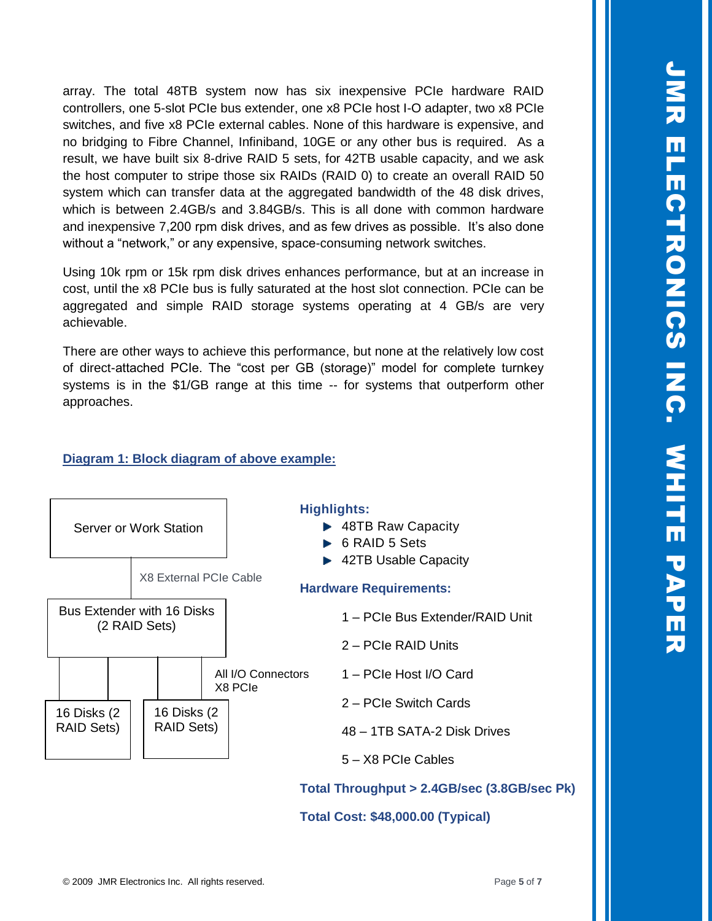array. The total 48TB system now has six inexpensive PCIe hardware RAID controllers, one 5-slot PCIe bus extender, one x8 PCIe host I-O adapter, two x8 PCIe switches, and five x8 PCIe external cables. None of this hardware is expensive, and no bridging to Fibre Channel, Infiniband, 10GE or any other bus is required. As a result, we have built six 8-drive RAID 5 sets, for 42TB usable capacity, and we ask the host computer to stripe those six RAIDs (RAID 0) to create an overall RAID 50 system which can transfer data at the aggregated bandwidth of the 48 disk drives, which is between 2.4GB/s and 3.84GB/s. This is all done with common hardware and inexpensive 7,200 rpm disk drives, and as few drives as possible. It's also done without a "network," or any expensive, space-consuming network switches.

Using 10k rpm or 15k rpm disk drives enhances performance, but at an increase in cost, until the x8 PCIe bus is fully saturated at the host slot connection. PCIe can be aggregated and simple RAID storage systems operating at 4 GB/s are very achievable.

There are other ways to achieve this performance, but none at the relatively low cost of direct-attached PCIe. The "cost per GB (storage)" model for complete turnkey systems is in the $1/GB range at this time -- for systems that outperform other approaches.

**Diagram 1: Block diagram of above example:**

- Server or Work Station
- X8 External PCIe Cable
- Bus Extender with 16 Disks (2 RAID Sets)
- All I/O Connectors X8 PCIe
- 16 Disks (2 RAID Sets)
- 16 Disks (2 RAID Sets)

**Highlights:**

- 48TB Raw Capacity
- 6 RAID 5 Sets
- 42TB Usable Capacity

**Hardware Requirements:**

1 – PCIe Bus Extender/RAID Unit

2 – PCIe RAID Units

1 – PCIe Host I/O Card

2 – PCIe Switch Cards

48 – 1TB SATA-2 Disk Drives

5 – X8 PCIe Cables

**Total Throughput > 2.4GB/sec (3.8GB/sec Pk)**

**Total Cost: $48,000.00 (Typical)**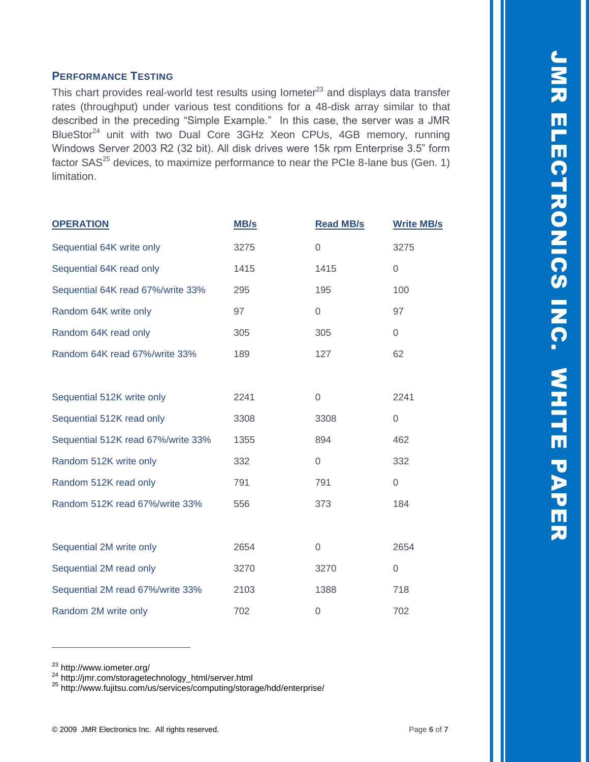### PERFORMANCE TESTING

This chart provides real-world test results using Iometer[23] and displays data transfer rates (throughput) under various test conditions for a 48-disk array similar to that described in the preceding "Simple Example." In this case, the server was a JMR BlueStor[24] unit with two Dual Core 3GHz Xeon CPUs, 4GB memory, running Windows Server 2003 R2 (32 bit). All disk drives were 15k rpm Enterprise 3.5" form factor SAS[25] devices, to maximize performance to near the PCIe 8-lane bus (Gen. 1) limitation.

| OPERATION | MB/s | Read MB/s | Write MB/s |
|---|---|---|---|
| Sequential 64K write only | 3275 | 0 | 3275 |
| Sequential 64K read only | 1415 | 1415 | 0 |
| Sequential 64K read 67%/write 33% | 295 | 195 | 100 |
| Random 64K write only | 97 | 0 | 97 |
| Random 64K read only | 305 | 305 | 0 |
| Random 64K read 67%/write 33% | 189 | 127 | 62 |
| | | | |
| Sequential 512K write only | 2241 | 0 | 2241 |
| Sequential 512K read only | 3308 | 3308 | 0 |
| Sequential 512K read 67%/write 33% | 1355 | 894 | 462 |
| Random 512K write only | 332 | 0 | 332 |
| Random 512K read only | 791 | 791 | 0 |
| Random 512K read 67%/write 33% | 556 | 373 | 184 |
| | | | |
| Sequential 2M write only | 2654 | 0 | 2654 |
| Sequential 2M read only | 3270 | 3270 | 0 |
| Sequential 2M read 67%/write 33% | 2103 | 1388 | 718 |
| Random 2M write only | 702 | 0 | 702 |

---

[23] http://www.iometer.org/

[24] http://jmr.com/storagetechnology_html/server.html

[25] http://www.fujitsu.com/us/services/computing/storage/hdd/enterprise/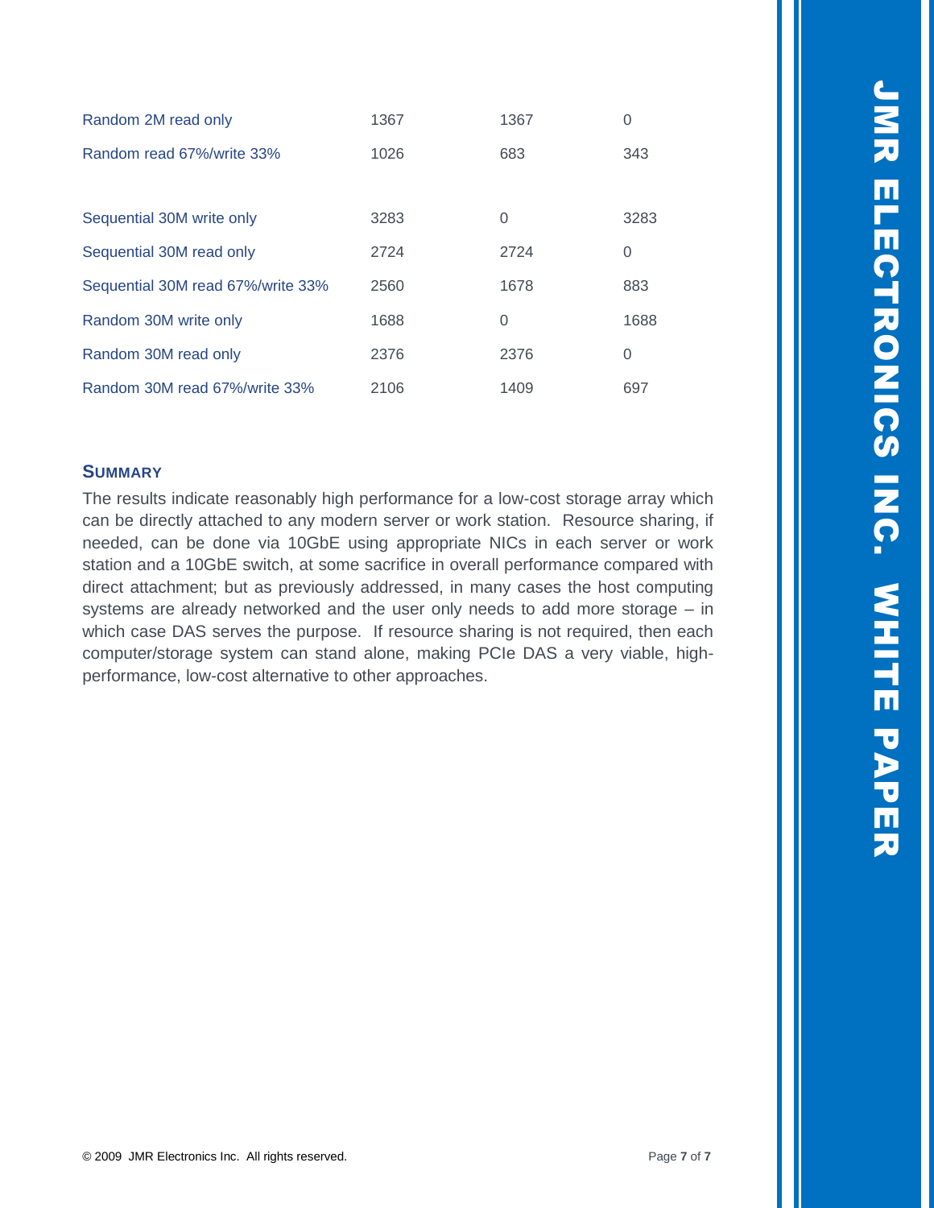| | | | |
|---|---|---|---|
| Random 2M read only | 1367 | 1367 | 0 |
| Random read 67%/write 33% | 1026 | 683 | 343 |
| | | | |
| Sequential 30M write only | 3283 | 0 | 3283 |
| Sequential 30M read only | 2724 | 2724 | 0 |
| Sequential 30M read 67%/write 33% | 2560 | 1678 | 883 |
| Random 30M write only | 1688 | 0 | 1688 |
| Random 30M read only | 2376 | 2376 | 0 |
| Random 30M read 67%/write 33% | 2106 | 1409 | 697 |

## Summary

The results indicate reasonably high performance for a low-cost storage array which can be directly attached to any modern server or work station. Resource sharing, if needed, can be done via 10GbE using appropriate NICs in each server or work station and a 10GbE switch, at some sacrifice in overall performance compared with direct attachment; but as previously addressed, in many cases the host computing systems are already networked and the user only needs to add more storage – in which case DAS serves the purpose. If resource sharing is not required, then each computer/storage system can stand alone, making PCIe DAS a very viable, high-performance, low-cost alternative to other approaches.

© 2009 JMR Electronics Inc. All rights reserved.